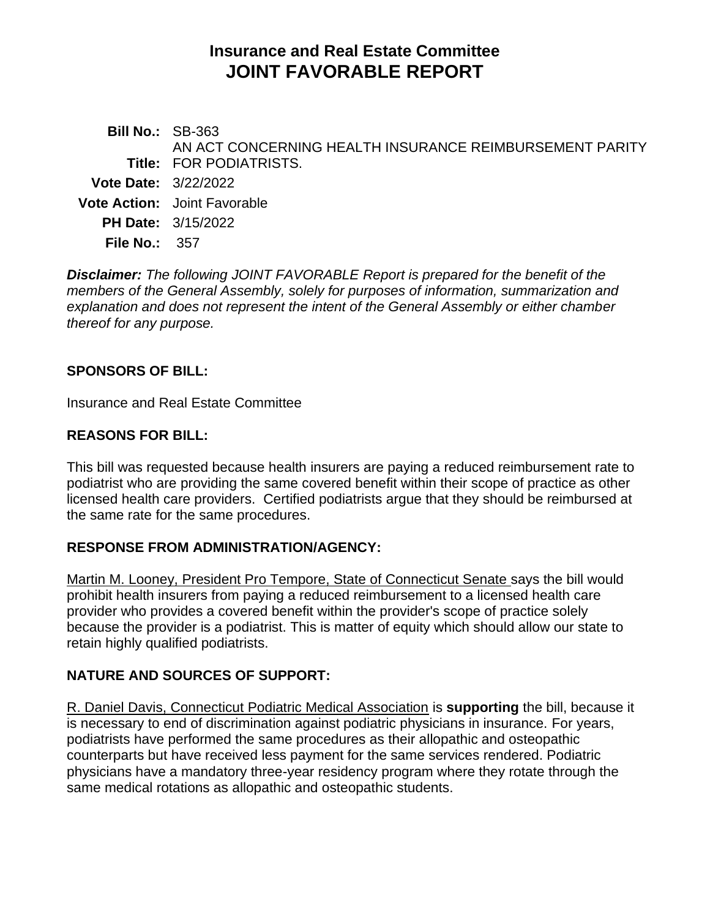# Insurance and Real Estate Committee
# JOINT FAVORABLE REPORT

**Bill No.:** SB-363

**Title:** AN ACT CONCERNING HEALTH INSURANCE REIMBURSEMENT PARITY FOR PODIATRISTS.

**Vote Date:** 3/22/2022

**Vote Action:** Joint Favorable

**PH Date:** 3/15/2022

**File No.:** 357

***Disclaimer:*** *The following JOINT FAVORABLE Report is prepared for the benefit of the members of the General Assembly, solely for purposes of information, summarization and explanation and does not represent the intent of the General Assembly or either chamber thereof for any purpose.*

## SPONSORS OF BILL:

Insurance and Real Estate Committee

## REASONS FOR BILL:

This bill was requested because health insurers are paying a reduced reimbursement rate to podiatrist who are providing the same covered benefit within their scope of practice as other licensed health care providers. Certified podiatrists argue that they should be reimbursed at the same rate for the same procedures.

## RESPONSE FROM ADMINISTRATION/AGENCY:

Martin M. Looney, President Pro Tempore, State of Connecticut Senate says the bill would prohibit health insurers from paying a reduced reimbursement to a licensed health care provider who provides a covered benefit within the provider's scope of practice solely because the provider is a podiatrist. This is matter of equity which should allow our state to retain highly qualified podiatrists.

## NATURE AND SOURCES OF SUPPORT:

R. Daniel Davis, Connecticut Podiatric Medical Association is **supporting** the bill, because it is necessary to end of discrimination against podiatric physicians in insurance. For years, podiatrists have performed the same procedures as their allopathic and osteopathic counterparts but have received less payment for the same services rendered. Podiatric physicians have a mandatory three-year residency program where they rotate through the same medical rotations as allopathic and osteopathic students.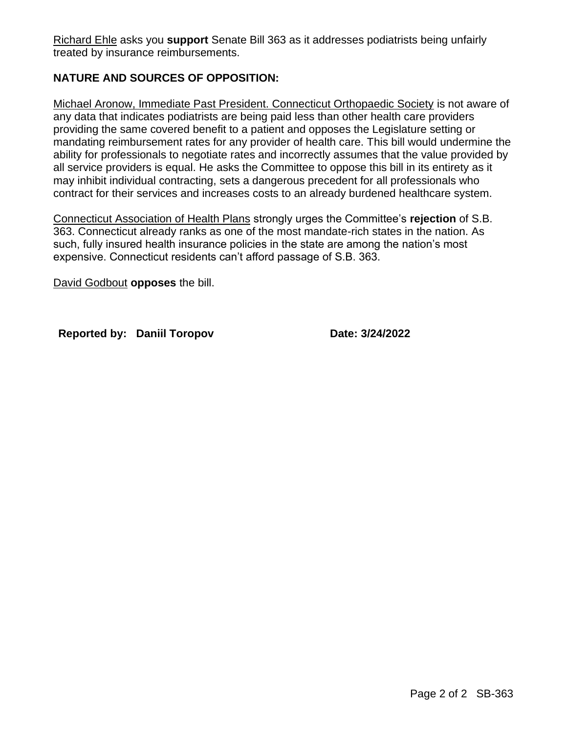Richard Ehle asks you **support** Senate Bill 363 as it addresses podiatrists being unfairly treated by insurance reimbursements.

**NATURE AND SOURCES OF OPPOSITION:**

Michael Aronow, Immediate Past President. Connecticut Orthopaedic Society is not aware of any data that indicates podiatrists are being paid less than other health care providers providing the same covered benefit to a patient and opposes the Legislature setting or mandating reimbursement rates for any provider of health care. This bill would undermine the ability for professionals to negotiate rates and incorrectly assumes that the value provided by all service providers is equal. He asks the Committee to oppose this bill in its entirety as it may inhibit individual contracting, sets a dangerous precedent for all professionals who contract for their services and increases costs to an already burdened healthcare system.

Connecticut Association of Health Plans strongly urges the Committee's **rejection** of S.B. 363. Connecticut already ranks as one of the most mandate-rich states in the nation. As such, fully insured health insurance policies in the state are among the nation's most expensive. Connecticut residents can't afford passage of S.B. 363.

David Godbout **opposes** the bill.

**Reported by: Daniil Toropov** **Date: 3/24/2022**